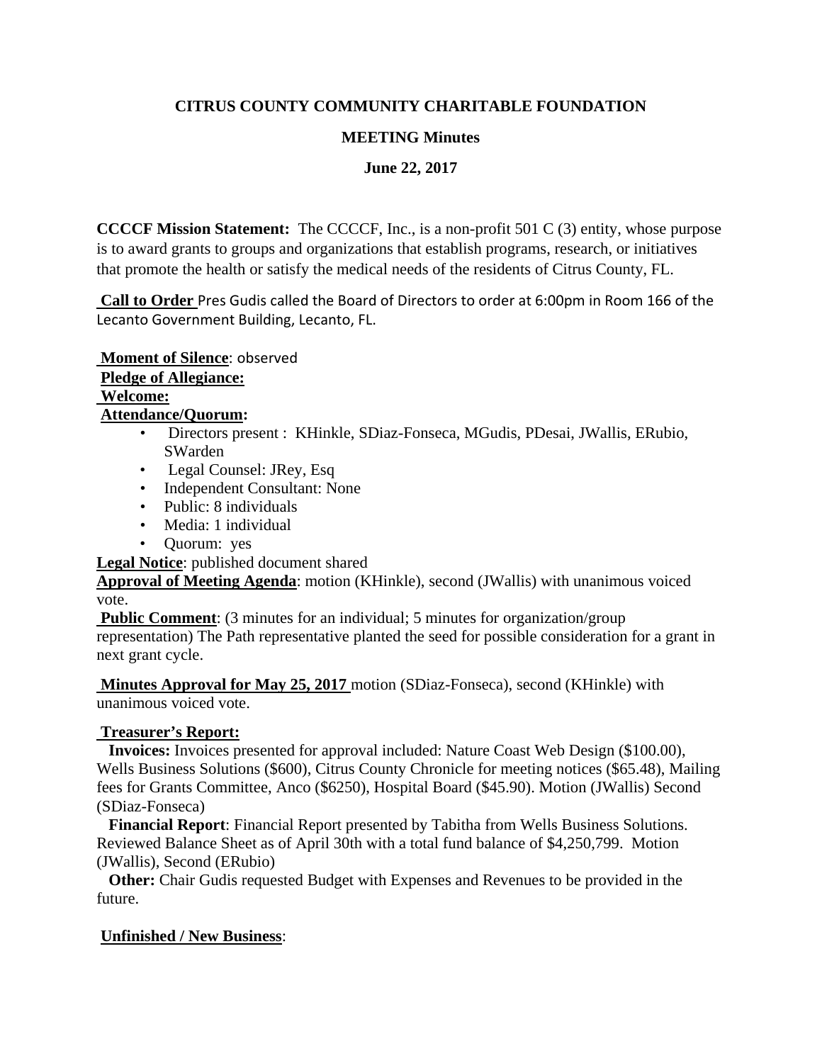**CITRUS COUNTY COMMUNITY CHARITABLE FOUNDATION**

**MEETING Minutes**

**June 22, 2017**

**CCCCF Mission Statement:** The CCCCF, Inc., is a non-profit 501 C (3) entity, whose purpose is to award grants to groups and organizations that establish programs, research, or initiatives that promote the health or satisfy the medical needs of the residents of Citrus County, FL.

**Call to Order** Pres Gudis called the Board of Directors to order at 6:00pm in Room 166 of the Lecanto Government Building, Lecanto, FL.

**Moment of Silence**: observed
**Pledge of Allegiance:**
**Welcome:**
**Attendance/Quorum:**

- Directors present : KHinkle, SDiaz-Fonseca, MGudis, PDesai, JWallis, ERubio, SWarden
- Legal Counsel: JRey, Esq
- Independent Consultant: None
- Public: 8 individuals
- Media: 1 individual
- Quorum: yes

**Legal Notice**: published document shared
**Approval of Meeting Agenda**: motion (KHinkle), second (JWallis) with unanimous voiced vote.
**Public Comment**: (3 minutes for an individual; 5 minutes for organization/group representation) The Path representative planted the seed for possible consideration for a grant in next grant cycle.

**Minutes Approval for May 25, 2017** motion (SDiaz-Fonseca), second (KHinkle) with unanimous voiced vote.

**Treasurer's Report:**
**Invoices:** Invoices presented for approval included: Nature Coast Web Design ($100.00), Wells Business Solutions ($600), Citrus County Chronicle for meeting notices ($65.48), Mailing fees for Grants Committee, Anco ($6250), Hospital Board ($45.90). Motion (JWallis) Second (SDiaz-Fonseca)
**Financial Report**: Financial Report presented by Tabitha from Wells Business Solutions. Reviewed Balance Sheet as of April 30th with a total fund balance of $4,250,799. Motion (JWallis), Second (ERubio)
**Other:** Chair Gudis requested Budget with Expenses and Revenues to be provided in the future.

**Unfinished / New Business**: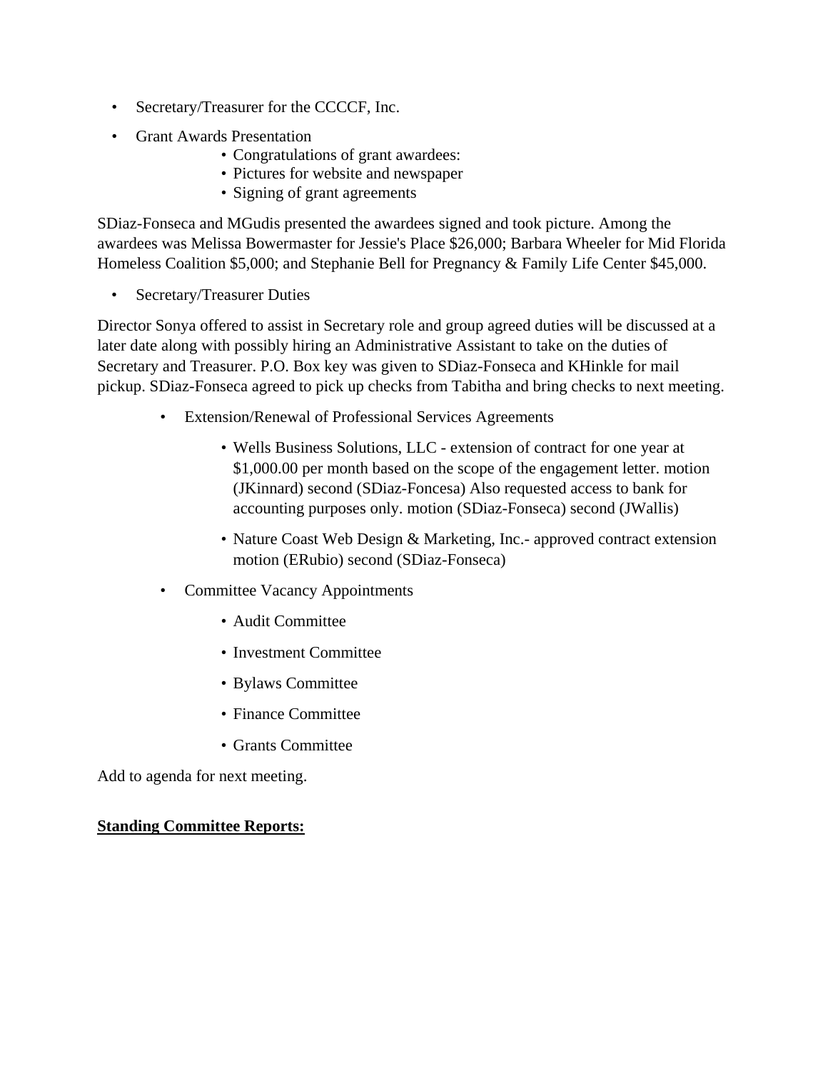- Secretary/Treasurer for the CCCCF, Inc.
- Grant Awards Presentation
    - Congratulations of grant awardees:
    - Pictures for website and newspaper
    - Signing of grant agreements

SDiaz-Fonseca and MGudis presented the awardees signed and took picture. Among the awardees was Melissa Bowermaster for Jessie's Place $26,000; Barbara Wheeler for Mid Florida Homeless Coalition $5,000; and Stephanie Bell for Pregnancy & Family Life Center $45,000.

- Secretary/Treasurer Duties

Director Sonya offered to assist in Secretary role and group agreed duties will be discussed at a later date along with possibly hiring an Administrative Assistant to take on the duties of Secretary and Treasurer. P.O. Box key was given to SDiaz-Fonseca and KHinkle for mail pickup. SDiaz-Fonseca agreed to pick up checks from Tabitha and bring checks to next meeting.

- Extension/Renewal of Professional Services Agreements
    - Wells Business Solutions, LLC - extension of contract for one year at $1,000.00 per month based on the scope of the engagement letter. motion (JKinnard) second (SDiaz-Foncesa) Also requested access to bank for accounting purposes only. motion (SDiaz-Fonseca) second (JWallis)
    - Nature Coast Web Design & Marketing, Inc.- approved contract extension motion (ERubio) second (SDiaz-Fonseca)
- Committee Vacancy Appointments
    - Audit Committee
    - Investment Committee
    - Bylaws Committee
    - Finance Committee
    - Grants Committee

Add to agenda for next meeting.

**<u>Standing Committee Reports:</u>**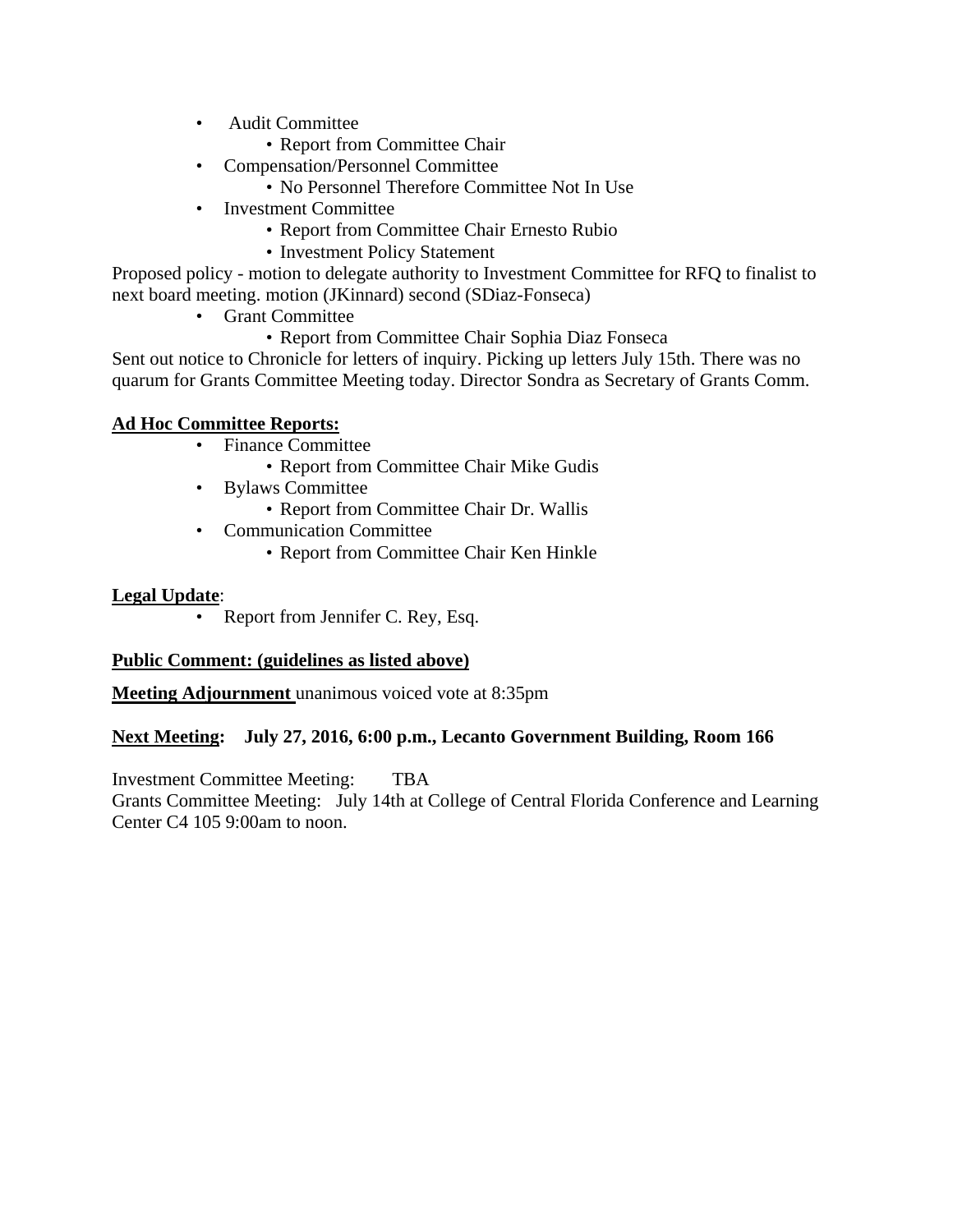- Audit Committee
    - Report from Committee Chair
- Compensation/Personnel Committee
    - No Personnel Therefore Committee Not In Use
- Investment Committee
    - Report from Committee Chair Ernesto Rubio
    - Investment Policy Statement

Proposed policy - motion to delegate authority to Investment Committee for RFQ to finalist to next board meeting. motion (JKinnard) second (SDiaz-Fonseca)

- Grant Committee
    - Report from Committee Chair Sophia Diaz Fonseca

Sent out notice to Chronicle for letters of inquiry. Picking up letters July 15th. There was no quarum for Grants Committee Meeting today. Director Sondra as Secretary of Grants Comm.

**Ad Hoc Committee Reports:**

- Finance Committee
    - Report from Committee Chair Mike Gudis
- Bylaws Committee
    - Report from Committee Chair Dr. Wallis
- Communication Committee
    - Report from Committee Chair Ken Hinkle

**Legal Update**:

- Report from Jennifer C. Rey, Esq.

**Public Comment: (guidelines as listed above)**

**Meeting Adjournment** unanimous voiced vote at 8:35pm

**Next Meeting: July 27, 2016, 6:00 p.m., Lecanto Government Building, Room 166**

Investment Committee Meeting: TBA
Grants Committee Meeting: July 14th at College of Central Florida Conference and Learning Center C4 105 9:00am to noon.